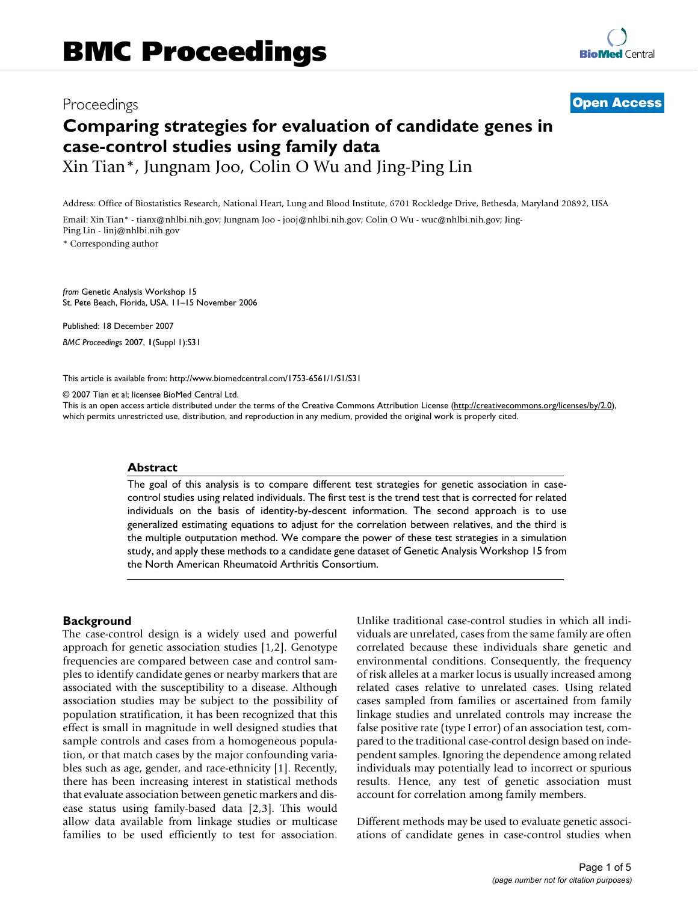# BMC Proceedings

Proceedings

**Open Access**

# Comparing strategies for evaluation of candidate genes in case-control studies using family data

Xin Tian*, Jungnam Joo, Colin O Wu and Jing-Ping Lin

Address: Office of Biostatistics Research, National Heart, Lung and Blood Institute, 6701 Rockledge Drive, Bethesda, Maryland 20892, USA

Email: Xin Tian* - tianx@nhlbi.nih.gov; Jungnam Joo - jooj@nhlbi.nih.gov; Colin O Wu - wuc@nhlbi.nih.gov; Jing-Ping Lin - linj@nhlbi.nih.gov

* Corresponding author

*from* Genetic Analysis Workshop 15
St. Pete Beach, Florida, USA. 11–15 November 2006

Published: 18 December 2007

*BMC Proceedings* 2007, **1**(Suppl 1):S31

This article is available from: http://www.biomedcentral.com/1753-6561/1/S1/S31

© 2007 Tian et al; licensee BioMed Central Ltd.
This is an open access article distributed under the terms of the Creative Commons Attribution License (http://creativecommons.org/licenses/by/2.0), which permits unrestricted use, distribution, and reproduction in any medium, provided the original work is properly cited.

## Abstract

The goal of this analysis is to compare different test strategies for genetic association in case-control studies using related individuals. The first test is the trend test that is corrected for related individuals on the basis of identity-by-descent information. The second approach is to use generalized estimating equations to adjust for the correlation between relatives, and the third is the multiple outputation method. We compare the power of these test strategies in a simulation study, and apply these methods to a candidate gene dataset of Genetic Analysis Workshop 15 from the North American Rheumatoid Arthritis Consortium.

## Background

The case-control design is a widely used and powerful approach for genetic association studies [1,2]. Genotype frequencies are compared between case and control samples to identify candidate genes or nearby markers that are associated with the susceptibility to a disease. Although association studies may be subject to the possibility of population stratification, it has been recognized that this effect is small in magnitude in well designed studies that sample controls and cases from a homogeneous population, or that match cases by the major confounding variables such as age, gender, and race-ethnicity [1]. Recently, there has been increasing interest in statistical methods that evaluate association between genetic markers and disease status using family-based data [2,3]. This would allow data available from linkage studies or multicase families to be used efficiently to test for association. Unlike traditional case-control studies in which all individuals are unrelated, cases from the same family are often correlated because these individuals share genetic and environmental conditions. Consequently, the frequency of risk alleles at a marker locus is usually increased among related cases relative to unrelated cases. Using related cases sampled from families or ascertained from family linkage studies and unrelated controls may increase the false positive rate (type I error) of an association test, compared to the traditional case-control design based on independent samples. Ignoring the dependence among related individuals may potentially lead to incorrect or spurious results. Hence, any test of genetic association must account for correlation among family members.

Different methods may be used to evaluate genetic associations of candidate genes in case-control studies when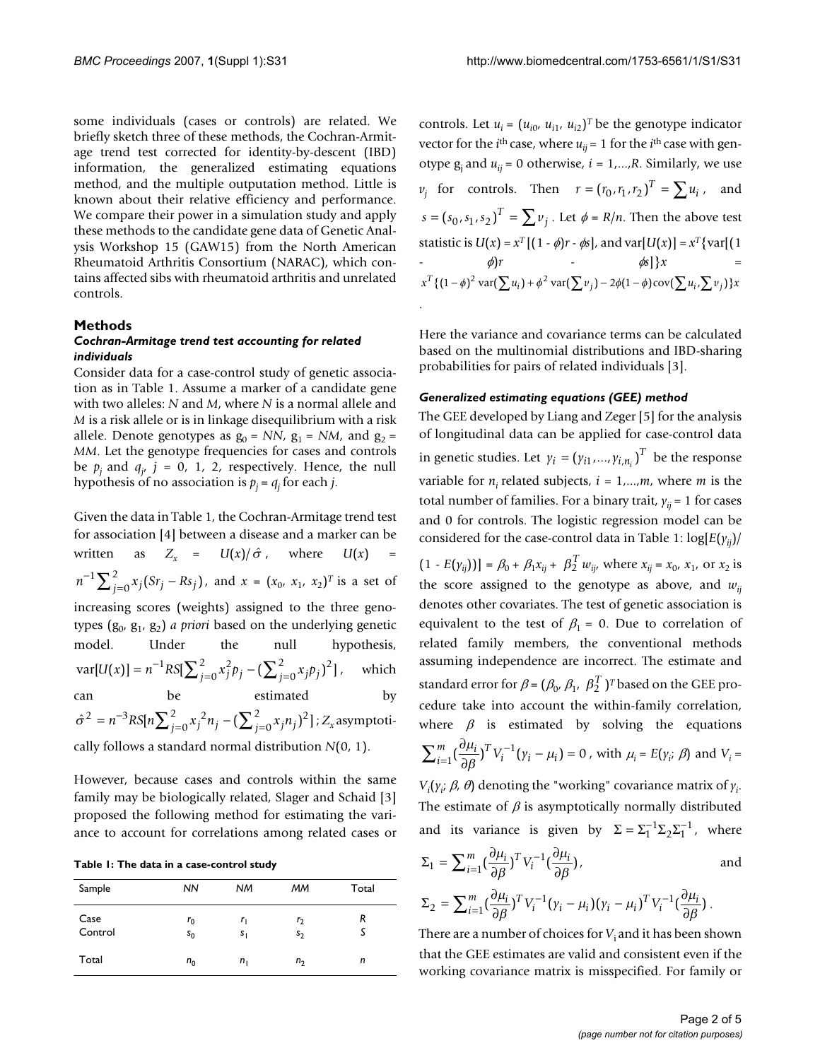some individuals (cases or controls) are related. We briefly sketch three of these methods, the Cochran-Armitage trend test corrected for identity-by-descent (IBD) information, the generalized estimating equations method, and the multiple outputation method. Little is known about their relative efficiency and performance. We compare their power in a simulation study and apply these methods to the candidate gene data of Genetic Analysis Workshop 15 (GAW15) from the North American Rheumatoid Arthritis Consortium (NARAC), which contains affected sibs with rheumatoid arthritis and unrelated controls.

## Methods

### *Cochran-Armitage trend test accounting for related individuals*

Consider data for a case-control study of genetic association as in Table 1. Assume a marker of a candidate gene with two alleles: *N* and *M*, where *N* is a normal allele and *M* is a risk allele or is in linkage disequilibrium with a risk allele. Denote genotypes as $g_0 = NN$, $g_1 = NM$, and $g_2 = MM$. Let the genotype frequencies for cases and controls be $p_j$ and $q_j$, $j = 0, 1, 2$, respectively. Hence, the null hypothesis of no association is $p_j = q_j$ for each *j*.

Given the data in Table 1, the Cochran-Armitage trend test for association [4] between a disease and a marker can be written as $Z_x = U(x)/\hat{\sigma}$, where $U(x) = n^{-1}\sum_{j=0}^{2} x_j(Sr_j - Rs_j)$, and $x = (x_0, x_1, x_2)^T$ is a set of increasing scores (weights) assigned to the three genotypes ($g_0$, $g_1$, $g_2$) *a priori* based on the underlying genetic model. Under the null hypothesis, $\text{var}[U(x)] = n^{-1}RS[\sum_{j=0}^{2} x_j^2 p_j - (\sum_{j=0}^{2} x_j p_j)^2]$, which can be estimated by $\hat{\sigma}^2 = n^{-3}RS[n\sum_{j=0}^{2} x_j^2 n_j - (\sum_{j=0}^{2} x_j n_j)^2]$; $Z_x$ asymptotically follows a standard normal distribution $N(0, 1)$.

However, because cases and controls within the same family may be biologically related, Slager and Schaid [3] proposed the following method for estimating the variance to account for correlations among related cases or controls. Let $u_i = (u_{i0}, u_{i1}, u_{i2})^T$ be the genotype indicator vector for the $i^{th}$ case, where $u_{ij} = 1$ for the $i^{th}$ case with genotype $g_j$ and $u_{ij} = 0$ otherwise, $i = 1,...,R$. Similarly, we use $v_j$ for controls. Then $r = (r_0, r_1, r_2)^T = \sum u_i$, and $s = (s_0, s_1, s_2)^T = \sum v_j$. Let $\phi = R/n$. Then the above test statistic is $U(x) = x^T[(1 - \phi)r - \phi s]$, and $\text{var}[U(x)] = x^T\{\text{var}[(1 - \phi)r - \phi s]\}x = x^T\{(1-\phi)^2 \text{var}(\sum u_i) + \phi^2 \text{var}(\sum v_j) - 2\phi(1-\phi)\text{cov}(\sum u_i, \sum v_j)\}x$.

Here the variance and covariance terms can be calculated based on the multinomial distributions and IBD-sharing probabilities for pairs of related individuals [3].

**Table 1: The data in a case-control study**

| Sample | *NN* | *NM* | *MM* | Total |
|---|---|---|---|---|
| Case | $r_0$ | $r_1$ | $r_2$ | *R* |
| Control | $s_0$ | $s_1$ | $s_2$ | *S* |
| Total | $n_0$ | $n_1$ | $n_2$ | *n* |

### *Generalized estimating equations (GEE) method*

The GEE developed by Liang and Zeger [5] for the analysis of longitudinal data can be applied for case-control data in genetic studies. Let $y_i = (y_{i1},..., y_{i,n_i})^T$ be the response variable for $n_i$ related subjects, $i = 1,...,m$, where *m* is the total number of families. For a binary trait, $y_{ij} = 1$ for cases and 0 for controls. The logistic regression model can be considered for the case-control data in Table 1: $\log[E(y_{ij})/(1 - E(y_{ij}))] = \beta_0 + \beta_1 x_{ij} + \beta_2^T w_{ij}$, where $x_{ij} = x_0$, $x_1$, or $x_2$ is the score assigned to the genotype as above, and $w_{ij}$ denotes other covariates. The test of genetic association is equivalent to the test of $\beta_1 = 0$. Due to correlation of related family members, the conventional methods assuming independence are incorrect. The estimate and standard error for $\beta = (\beta_0, \beta_1, \beta_2^T)^T$ based on the GEE procedure take into account the within-family correlation, where $\beta$ is estimated by solving the equations $\sum_{i=1}^{m}(\frac{\partial \mu_i}{\partial \beta})^T V_i^{-1}(y_i - \mu_i) = 0$, with $\mu_i = E(y_i; \beta)$ and $V_i = V_i(y_i; \beta, \theta)$ denoting the "working" covariance matrix of $y_i$. The estimate of $\beta$ is asymptotically normally distributed and its variance is given by $\Sigma = \Sigma_1^{-1}\Sigma_2\Sigma_1^{-1}$, where

$$\Sigma_1 = \sum_{i=1}^{m}(\frac{\partial \mu_i}{\partial \beta})^T V_i^{-1}(\frac{\partial \mu_i}{\partial \beta}),$$

and

$$\Sigma_2 = \sum_{i=1}^{m}(\frac{\partial \mu_i}{\partial \beta})^T V_i^{-1}(y_i - \mu_i)(y_i - \mu_i)^T V_i^{-1}(\frac{\partial \mu_i}{\partial \beta}).$$

There are a number of choices for $V_i$ and it has been shown that the GEE estimates are valid and consistent even if the working covariance matrix is misspecified. For family or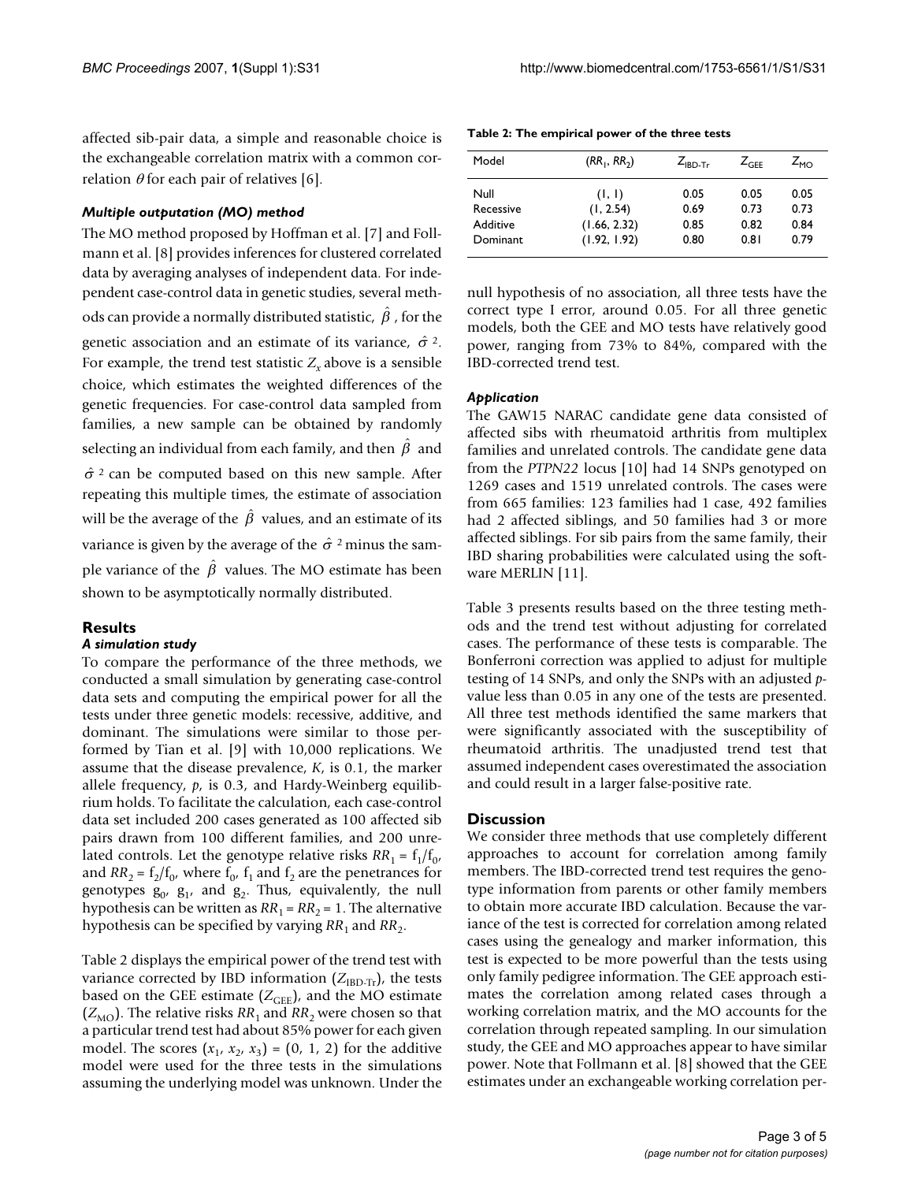affected sib-pair data, a simple and reasonable choice is the exchangeable correlation matrix with a common correlation $\theta$ for each pair of relatives [6].

### *Multiple outputation (MO) method*

The MO method proposed by Hoffman et al. [7] and Follmann et al. [8] provides inferences for clustered correlated data by averaging analyses of independent data. For independent case-control data in genetic studies, several methods can provide a normally distributed statistic, $\hat{\beta}$, for the genetic association and an estimate of its variance, $\hat{\sigma}^2$. For example, the trend test statistic $Z_x$ above is a sensible choice, which estimates the weighted differences of the genetic frequencies. For case-control data sampled from families, a new sample can be obtained by randomly selecting an individual from each family, and then $\hat{\beta}$ and $\hat{\sigma}^2$ can be computed based on this new sample. After repeating this multiple times, the estimate of association will be the average of the $\hat{\beta}$ values, and an estimate of its variance is given by the average of the $\hat{\sigma}^2$ minus the sample variance of the $\hat{\beta}$ values. The MO estimate has been shown to be asymptotically normally distributed.

## Results

### *A simulation study*

To compare the performance of the three methods, we conducted a small simulation by generating case-control data sets and computing the empirical power for all the tests under three genetic models: recessive, additive, and dominant. The simulations were similar to those performed by Tian et al. [9] with 10,000 replications. We assume that the disease prevalence, $K$, is 0.1, the marker allele frequency, $p$, is 0.3, and Hardy-Weinberg equilibrium holds. To facilitate the calculation, each case-control data set included 200 cases generated as 100 affected sib pairs drawn from 100 different families, and 200 unrelated controls. Let the genotype relative risks $RR_1 = f_1/f_0$, and $RR_2 = f_2/f_0$, where $f_0$, $f_1$ and $f_2$ are the penetrances for genotypes $g_0$, $g_1$, and $g_2$. Thus, equivalently, the null hypothesis can be written as $RR_1 = RR_2 = 1$. The alternative hypothesis can be specified by varying $RR_1$ and $RR_2$.

Table 2 displays the empirical power of the trend test with variance corrected by IBD information ($Z_{\text{IBD-Tr}}$), the tests based on the GEE estimate ($Z_{\text{GEE}}$), and the MO estimate ($Z_{\text{MO}}$). The relative risks $RR_1$ and $RR_2$ were chosen so that a particular trend test had about 85% power for each given model. The scores $(x_1, x_2, x_3) = (0, 1, 2)$ for the additive model were used for the three tests in the simulations assuming the underlying model was unknown. Under the null hypothesis of no association, all three tests have the correct type I error, around 0.05. For all three genetic models, both the GEE and MO tests have relatively good power, ranging from 73% to 84%, compared with the IBD-corrected trend test.

**Table 2: The empirical power of the three tests**

| Model | $(RR_1, RR_2)$ | $Z_{\text{IBD-Tr}}$ | $Z_{\text{GEE}}$ | $Z_{\text{MO}}$ |
|---|---|---|---|---|
| Null | (1, 1) | 0.05 | 0.05 | 0.05 |
| Recessive | (1, 2.54) | 0.69 | 0.73 | 0.73 |
| Additive | (1.66, 2.32) | 0.85 | 0.82 | 0.84 |
| Dominant | (1.92, 1.92) | 0.80 | 0.81 | 0.79 |

### *Application*

The GAW15 NARAC candidate gene data consisted of affected sibs with rheumatoid arthritis from multiplex families and unrelated controls. The candidate gene data from the *PTPN22* locus [10] had 14 SNPs genotyped on 1269 cases and 1519 unrelated controls. The cases were from 665 families: 123 families had 1 case, 492 families had 2 affected siblings, and 50 families had 3 or more affected siblings. For sib pairs from the same family, their IBD sharing probabilities were calculated using the software MERLIN [11].

Table 3 presents results based on the three testing methods and the trend test without adjusting for correlated cases. The performance of these tests is comparable. The Bonferroni correction was applied to adjust for multiple testing of 14 SNPs, and only the SNPs with an adjusted $p$-value less than 0.05 in any one of the tests are presented. All three test methods identified the same markers that were significantly associated with the susceptibility of rheumatoid arthritis. The unadjusted trend test that assumed independent cases overestimated the association and could result in a larger false-positive rate.

## Discussion

We consider three methods that use completely different approaches to account for correlation among family members. The IBD-corrected trend test requires the genotype information from parents or other family members to obtain more accurate IBD calculation. Because the variance of the test is corrected for correlation among related cases using the genealogy and marker information, this test is expected to be more powerful than the tests using only family pedigree information. The GEE approach estimates the correlation among related cases through a working correlation matrix, and the MO accounts for the correlation through repeated sampling. In our simulation study, the GEE and MO approaches appear to have similar power. Note that Follmann et al. [8] showed that the GEE estimates under an exchangeable working correlation per-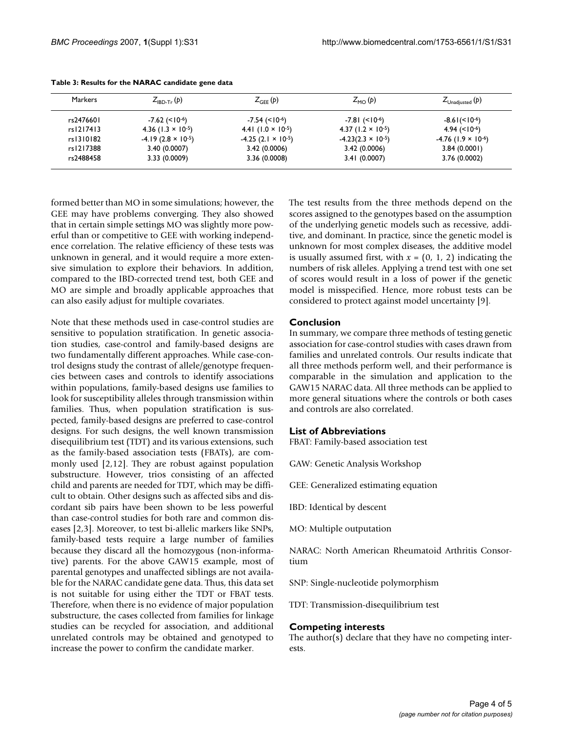**Table 3: Results for the NARAC candidate gene data**

| Markers | $Z_{\text{IBD-Tr}}$ ($p$) | $Z_{\text{GEE}}$ ($p$) | $Z_{\text{MO}}$ ($p$) | $Z_{\text{Unadjusted}}$ ($p$) |
|---|---|---|---|---|
| rs2476601 | -7.62 ($<10^{-6}$) | -7.54 ($<10^{-6}$) | -7.81 ($<10^{-6}$) | -8.61($<10^{-6}$) |
| rs1217413 | 4.36 ($1.3 \times 10^{-5}$) | 4.41 ($1.0 \times 10^{-5}$) | 4.37 ($1.2 \times 10^{-5}$) | 4.94 ($<10^{-6}$) |
| rs1310182 | -4.19 ($2.8 \times 10^{-5}$) | -4.25 ($2.1 \times 10^{-5}$) | -4.23($2.3 \times 10^{-5}$) | -4.76 ($1.9 \times 10^{-6}$) |
| rs1217388 | 3.40 (0.0007) | 3.42 (0.0006) | 3.42 (0.0006) | 3.84 (0.0001) |
| rs2488458 | 3.33 (0.0009) | 3.36 (0.0008) | 3.41 (0.0007) | 3.76 (0.0002) |

formed better than MO in some simulations; however, the GEE may have problems converging. They also showed that in certain simple settings MO was slightly more powerful than or competitive to GEE with working independence correlation. The relative efficiency of these tests was unknown in general, and it would require a more extensive simulation to explore their behaviors. In addition, compared to the IBD-corrected trend test, both GEE and MO are simple and broadly applicable approaches that can also easily adjust for multiple covariates.

Note that these methods used in case-control studies are sensitive to population stratification. In genetic association studies, case-control and family-based designs are two fundamentally different approaches. While case-control designs study the contrast of allele/genotype frequencies between cases and controls to identify associations within populations, family-based designs use families to look for susceptibility alleles through transmission within families. Thus, when population stratification is suspected, family-based designs are preferred to case-control designs. For such designs, the well known transmission disequilibrium test (TDT) and its various extensions, such as the family-based association tests (FBATs), are commonly used [2,12]. They are robust against population substructure. However, trios consisting of an affected child and parents are needed for TDT, which may be difficult to obtain. Other designs such as affected sibs and discordant sib pairs have been shown to be less powerful than case-control studies for both rare and common diseases [2,3]. Moreover, to test bi-allelic markers like SNPs, family-based tests require a large number of families because they discard all the homozygous (non-informative) parents. For the above GAW15 example, most of parental genotypes and unaffected siblings are not available for the NARAC candidate gene data. Thus, this data set is not suitable for using either the TDT or FBAT tests. Therefore, when there is no evidence of major population substructure, the cases collected from families for linkage studies can be recycled for association, and additional unrelated controls may be obtained and genotyped to increase the power to confirm the candidate marker.

The test results from the three methods depend on the scores assigned to the genotypes based on the assumption of the underlying genetic models such as recessive, additive, and dominant. In practice, since the genetic model is unknown for most complex diseases, the additive model is usually assumed first, with $x = (0, 1, 2)$ indicating the numbers of risk alleles. Applying a trend test with one set of scores would result in a loss of power if the genetic model is misspecified. Hence, more robust tests can be considered to protect against model uncertainty [9].

## Conclusion

In summary, we compare three methods of testing genetic association for case-control studies with cases drawn from families and unrelated controls. Our results indicate that all three methods perform well, and their performance is comparable in the simulation and application to the GAW15 NARAC data. All three methods can be applied to more general situations where the controls or both cases and controls are also correlated.

## List of Abbreviations

FBAT: Family-based association test

GAW: Genetic Analysis Workshop

GEE: Generalized estimating equation

IBD: Identical by descent

MO: Multiple outputation

NARAC: North American Rheumatoid Arthritis Consortium

SNP: Single-nucleotide polymorphism

TDT: Transmission-disequilibrium test

## Competing interests

The author(s) declare that they have no competing interests.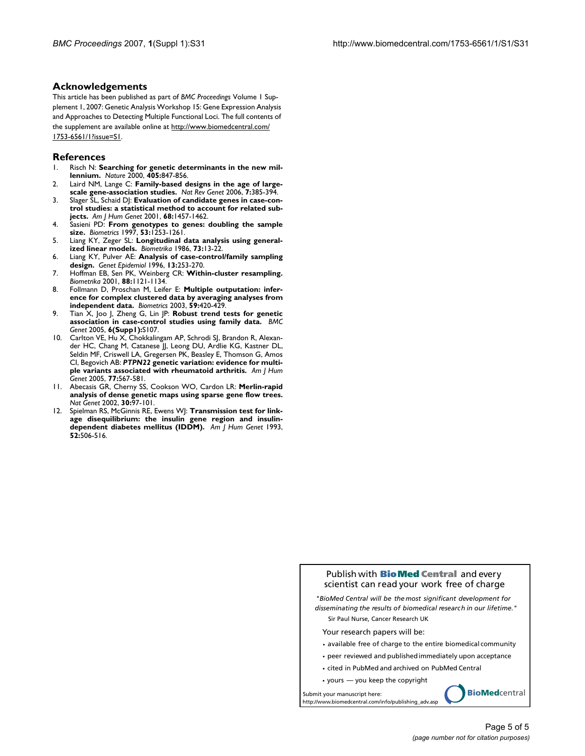## Acknowledgements

This article has been published as part of *BMC Proceedings* Volume 1 Supplement 1, 2007: Genetic Analysis Workshop 15: Gene Expression Analysis and Approaches to Detecting Multiple Functional Loci. The full contents of the supplement are available online at http://www.biomedcentral.com/1753-6561/1?issue=S1.

## References

1. Risch N: **Searching for genetic determinants in the new millennium.** *Nature* 2000, **405:**847-856.
2. Laird NM, Lange C: **Family-based designs in the age of large-scale gene-association studies.** *Nat Rev Genet* 2006, **7:**385-394.
3. Slager SL, Schaid DJ: **Evaluation of candidate genes in case-control studies: a statistical method to account for related subjects.** *Am J Hum Genet* 2001, **68:**1457-1462.
4. Sasieni PD: **From genotypes to genes: doubling the sample size.** *Biometrics* 1997, **53:**1253-1261.
5. Liang KY, Zeger SL: **Longitudinal data analysis using generalized linear models.** *Biometrika* 1986, **73:**13-22.
6. Liang KY, Pulver AE: **Analysis of case-control/family sampling design.** *Genet Epidemiol* 1996, **13:**253-270.
7. Hoffman EB, Sen PK, Weinberg CR: **Within-cluster resampling.** *Biometrika* 2001, **88:**1121-1134.
8. Follmann D, Proschan M, Leifer E: **Multiple outputation: inference for complex clustered data by averaging analyses from independent data.** *Biometrics* 2003, **59:**420-429.
9. Tian X, Joo J, Zheng G, Lin JP: **Robust trend tests for genetic association in case-control studies using family data.** *BMC Genet* 2005, **6(Supp1):**S107.
10. Carlton VE, Hu X, Chokkalingam AP, Schrodi SJ, Brandon R, Alexander HC, Chang M, Catanese JJ, Leong DU, Ardlie KG, Kastner DL, Seldin MF, Criswell LA, Gregersen PK, Beasley E, Thomson G, Amos CI, Begovich AB: ***PTPN22* genetic variation: evidence for multiple variants associated with rheumatoid arthritis.** *Am J Hum Genet* 2005, **77:**567-581.
11. Abecasis GR, Cherny SS, Cookson WO, Cardon LR: **Merlin-rapid analysis of dense genetic maps using sparse gene flow trees.** *Nat Genet* 2002, **30:**97-101.
12. Spielman RS, McGinnis RE, Ewens WJ: **Transmission test for linkage disequilibrium: the insulin gene region and insulin-dependent diabetes mellitus (IDDM).** *Am J Hum Genet* 1993, **52:**506-516.

Publish with **BioMed Central** and every scientist can read your work free of charge

*"BioMed Central will be the most significant development for disseminating the results of biomedical research in our lifetime."*
Sir Paul Nurse, Cancer Research UK

Your research papers will be:

- available free of charge to the entire biomedical community
- peer reviewed and published immediately upon acceptance
- cited in PubMed and archived on PubMed Central
- yours — you keep the copyright

Submit your manuscript here:
http://www.biomedcentral.com/info/publishing_adv.asp

BioMedcentral